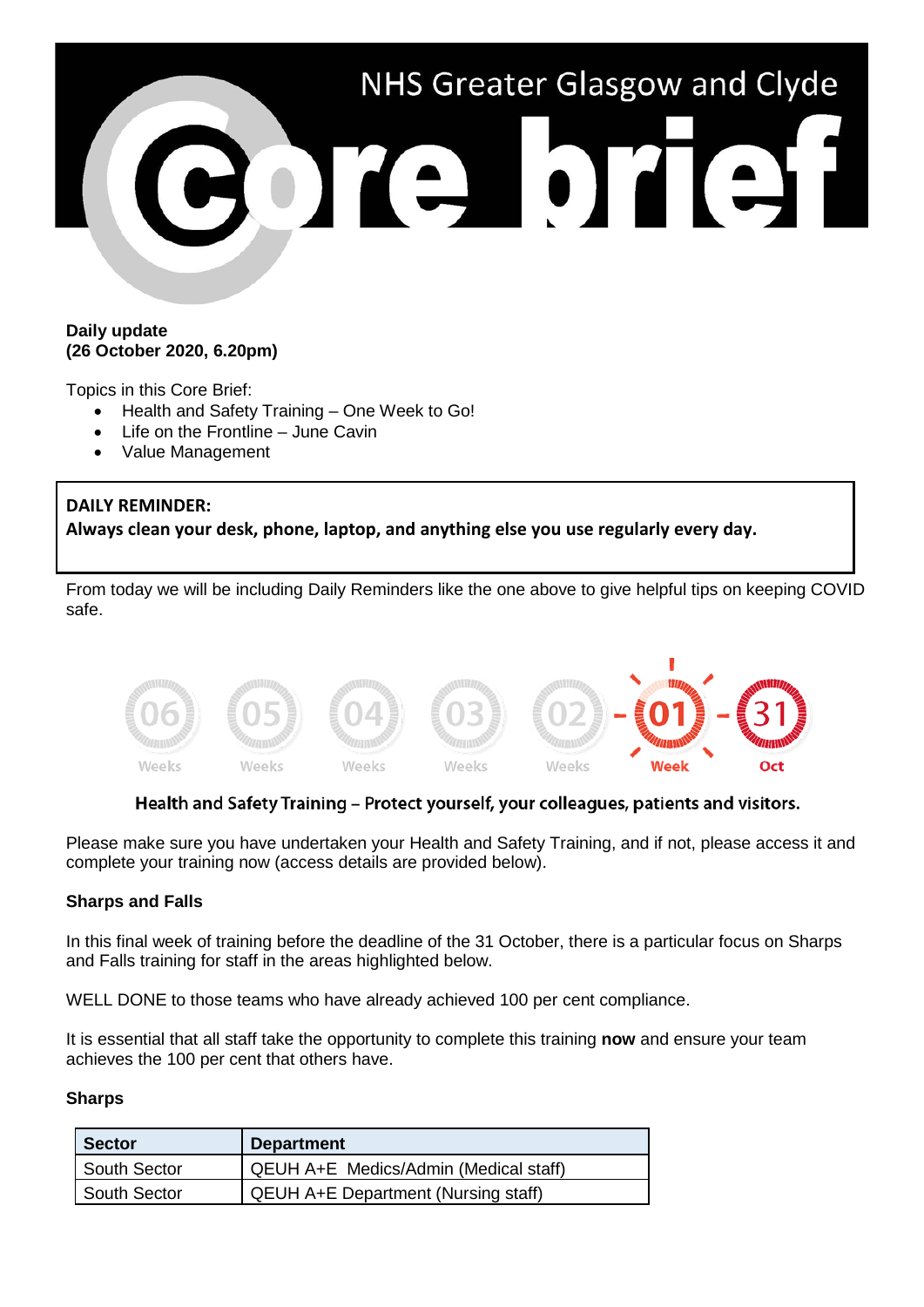# NHS Greater Glasgow and Clyde Core brief

**Daily update**
**(26 October 2020, 6.20pm)**

Topics in this Core Brief:

- Health and Safety Training – One Week to Go!
- Life on the Frontline – June Cavin
- Value Management

**DAILY REMINDER:**
**Always clean your desk, phone, laptop, and anything else you use regularly every day.**

From today we will be including Daily Reminders like the one above to give helpful tips on keeping COVID safe.

06 Weeks - 05 Weeks - 04 Weeks - 03 Weeks - 02 Weeks - 01 Week - 31 Oct

**Health and Safety Training – Protect yourself, your colleagues, patients and visitors.**

Please make sure you have undertaken your Health and Safety Training, and if not, please access it and complete your training now (access details are provided below).

**Sharps and Falls**

In this final week of training before the deadline of the 31 October, there is a particular focus on Sharps and Falls training for staff in the areas highlighted below.

WELL DONE to those teams who have already achieved 100 per cent compliance.

It is essential that all staff take the opportunity to complete this training **now** and ensure your team achieves the 100 per cent that others have.

**Sharps**

| Sector | Department |
|---|---|
| South Sector | QEUH A+E Medics/Admin (Medical staff) |
| South Sector | QEUH A+E Department (Nursing staff) |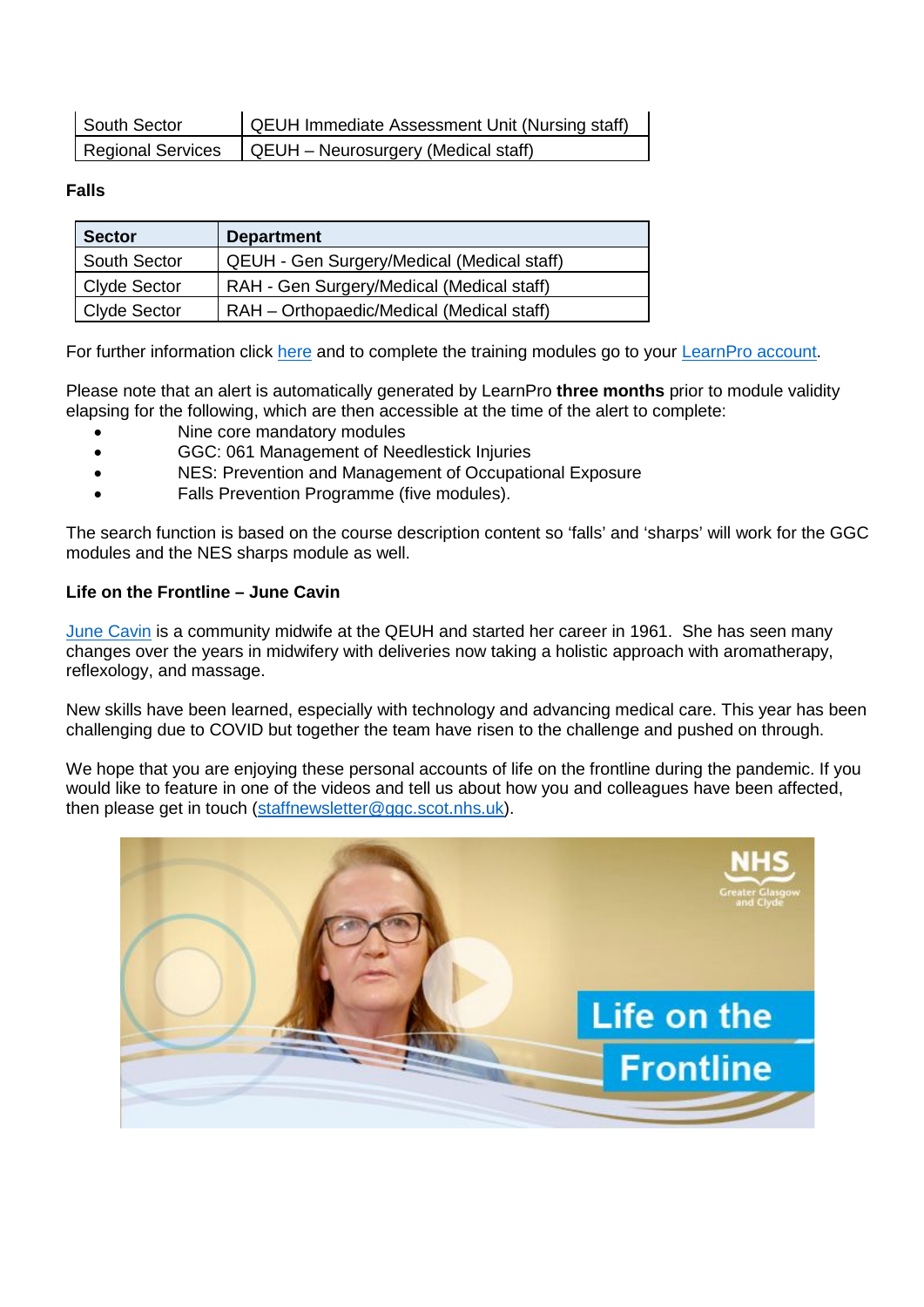| South Sector | QEUH Immediate Assessment Unit (Nursing staff) |
|---|---|
| Regional Services | QEUH – Neurosurgery (Medical staff) |

**Falls**

| Sector | Department |
|---|---|
| South Sector | QEUH - Gen Surgery/Medical (Medical staff) |
| Clyde Sector | RAH - Gen Surgery/Medical (Medical staff) |
| Clyde Sector | RAH – Orthopaedic/Medical (Medical staff) |

For further information click here and to complete the training modules go to your LearnPro account.

Please note that an alert is automatically generated by LearnPro **three months** prior to module validity elapsing for the following, which are then accessible at the time of the alert to complete:

- Nine core mandatory modules
- GGC: 061 Management of Needlestick Injuries
- NES: Prevention and Management of Occupational Exposure
- Falls Prevention Programme (five modules).

The search function is based on the course description content so 'falls' and 'sharps' will work for the GGC modules and the NES sharps module as well.

**Life on the Frontline – June Cavin**

June Cavin is a community midwife at the QEUH and started her career in 1961. She has seen many changes over the years in midwifery with deliveries now taking a holistic approach with aromatherapy, reflexology, and massage.

New skills have been learned, especially with technology and advancing medical care. This year has been challenging due to COVID but together the team have risen to the challenge and pushed on through.

We hope that you are enjoying these personal accounts of life on the frontline during the pandemic. If you would like to feature in one of the videos and tell us about how you and colleagues have been affected, then please get in touch (staffnewsletter@ggc.scot.nhs.uk).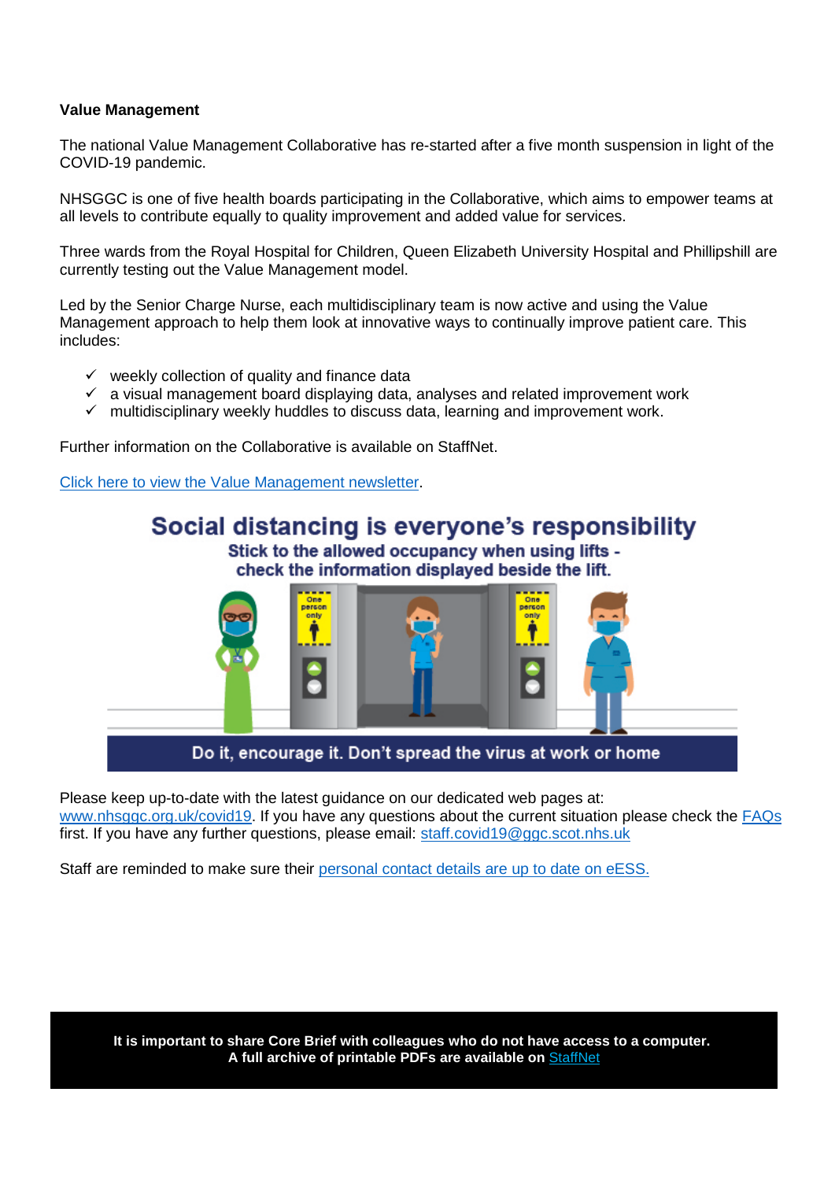**Value Management**

The national Value Management Collaborative has re-started after a five month suspension in light of the COVID-19 pandemic.

NHSGGC is one of five health boards participating in the Collaborative, which aims to empower teams at all levels to contribute equally to quality improvement and added value for services.

Three wards from the Royal Hospital for Children, Queen Elizabeth University Hospital and Phillipshill are currently testing out the Value Management model.

Led by the Senior Charge Nurse, each multidisciplinary team is now active and using the Value Management approach to help them look at innovative ways to continually improve patient care. This includes:

- ✓ weekly collection of quality and finance data
- ✓ a visual management board displaying data, analyses and related improvement work
- ✓ multidisciplinary weekly huddles to discuss data, learning and improvement work.

Further information on the Collaborative is available on StaffNet.

Click here to view the Value Management newsletter.

Social distancing is everyone's responsibility

Stick to the allowed occupancy when using lifts - check the information displayed beside the lift.

One person only

One person only

Do it, encourage it. Don't spread the virus at work or home

Please keep up-to-date with the latest guidance on our dedicated web pages at: www.nhsggc.org.uk/covid19. If you have any questions about the current situation please check the FAQs first. If you have any further questions, please email: staff.covid19@ggc.scot.nhs.uk

Staff are reminded to make sure their personal contact details are up to date on eESS.

**It is important to share Core Brief with colleagues who do not have access to a computer. A full archive of printable PDFs are available on StaffNet**